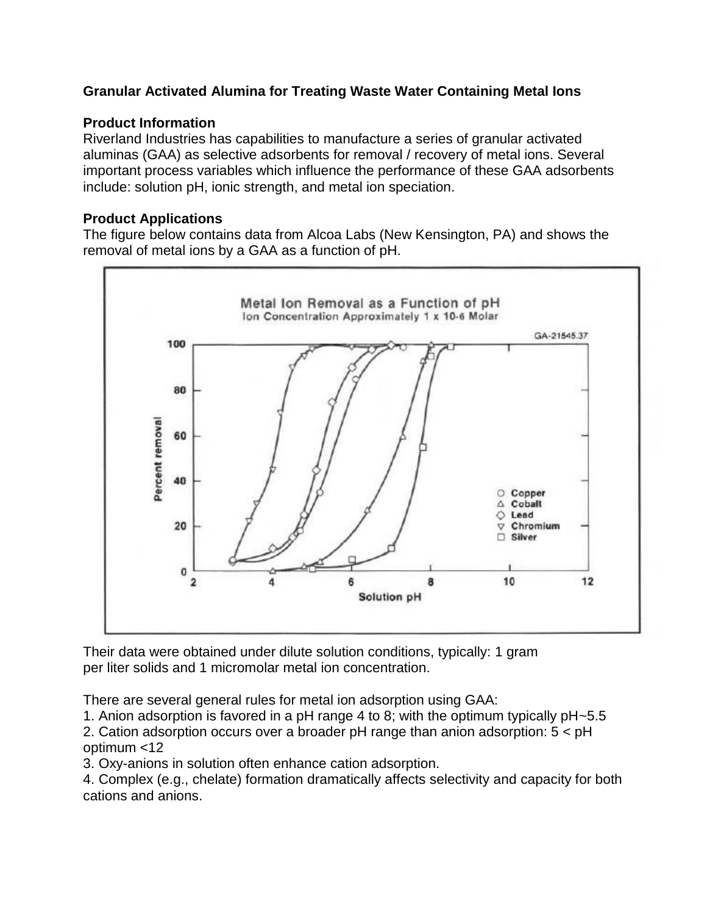**Granular Activated Alumina for Treating Waste Water Containing Metal Ions**

**Product Information**

Riverland Industries has capabilities to manufacture a series of granular activated aluminas (GAA) as selective adsorbents for removal / recovery of metal ions. Several important process variables which influence the performance of these GAA adsorbents include: solution pH, ionic strength, and metal ion speciation.

**Product Applications**

The figure below contains data from Alcoa Labs (New Kensington, PA) and shows the removal of metal ions by a GAA as a function of pH.

Their data were obtained under dilute solution conditions, typically: 1 gram per liter solids and 1 micromolar metal ion concentration.

There are several general rules for metal ion adsorption using GAA:

1. Anion adsorption is favored in a pH range 4 to 8; with the optimum typically pH~5.5
2. Cation adsorption occurs over a broader pH range than anion adsorption: 5 < pH optimum <12
3. Oxy-anions in solution often enhance cation adsorption.
4. Complex (e.g., chelate) formation dramatically affects selectivity and capacity for both cations and anions.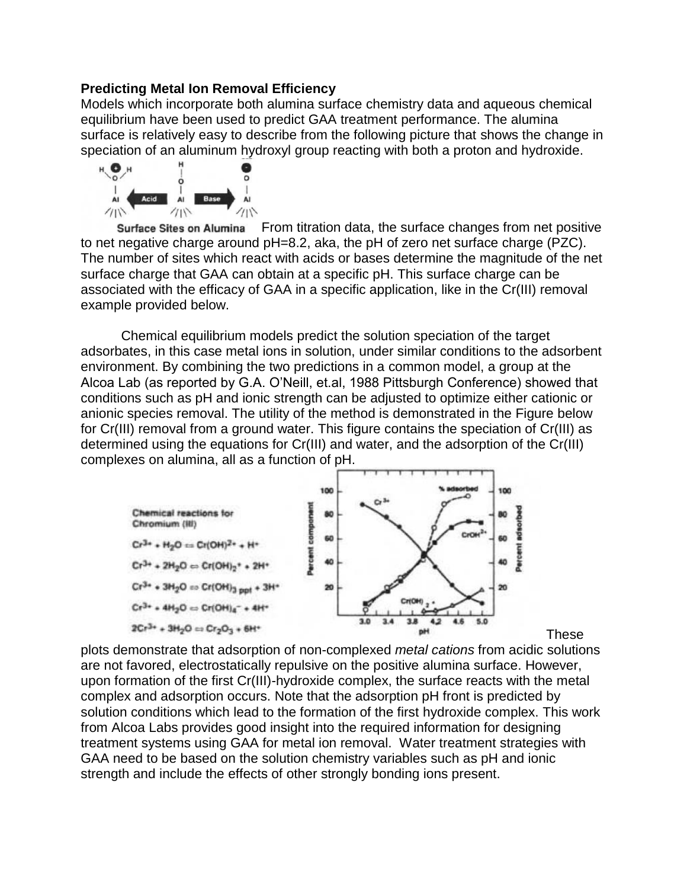**Predicting Metal Ion Removal Efficiency**

Models which incorporate both alumina surface chemistry data and aqueous chemical equilibrium have been used to predict GAA treatment performance. The alumina surface is relatively easy to describe from the following picture that shows the change in speciation of an aluminum hydroxyl group reacting with both a proton and hydroxide.

Acid
Base

Surface Sites on Alumina

From titration data, the surface changes from net positive to net negative charge around pH=8.2, aka, the pH of zero net surface charge (PZC). The number of sites which react with acids or bases determine the magnitude of the net surface charge that GAA can obtain at a specific pH. This surface charge can be associated with the efficacy of GAA in a specific application, like in the Cr(III) removal example provided below.

Chemical equilibrium models predict the solution speciation of the target adsorbates, in this case metal ions in solution, under similar conditions to the adsorbent environment. By combining the two predictions in a common model, a group at the Alcoa Lab (as reported by G.A. O'Neill, et.al, 1988 Pittsburgh Conference) showed that conditions such as pH and ionic strength can be adjusted to optimize either cationic or anionic species removal. The utility of the method is demonstrated in the Figure below for Cr(III) removal from a ground water. This figure contains the speciation of Cr(III) as determined using the equations for Cr(III) and water, and the adsorption of the Cr(III) complexes on alumina, all as a function of pH.

Chemical reactions for Chromium (III)

$$Cr^{3+} + H_2O \Leftrightarrow Cr(OH)^{2+} + H^+$$

$$Cr^{3+} + 2H_2O \Leftrightarrow Cr(OH)_2^+ + 2H^+$$

$$Cr^{3+} + 3H_2O \Leftrightarrow Cr(OH)_{3\,ppt} + 3H^+$$

$$Cr^{3+} + 4H_2O \Leftrightarrow Cr(OH)_4^- + 4H^+$$

$$2Cr^{3+} + 3H_2O \Leftrightarrow Cr_2O_3 + 6H^+$$

Percent component
Percent adsorbed
% adsorbed
$Cr^{3+}$
$CrOH^{2+}$
$Cr(OH)_2^+$
100
80
60
40
20
3.0 3.4 3.8 4.2 4.6 5.0
pH

These plots demonstrate that adsorption of non-complexed *metal cations* from acidic solutions are not favored, electrostatically repulsive on the positive alumina surface. However, upon formation of the first Cr(III)-hydroxide complex, the surface reacts with the metal complex and adsorption occurs. Note that the adsorption pH front is predicted by solution conditions which lead to the formation of the first hydroxide complex. This work from Alcoa Labs provides good insight into the required information for designing treatment systems using GAA for metal ion removal. Water treatment strategies with GAA need to be based on the solution chemistry variables such as pH and ionic strength and include the effects of other strongly bonding ions present.